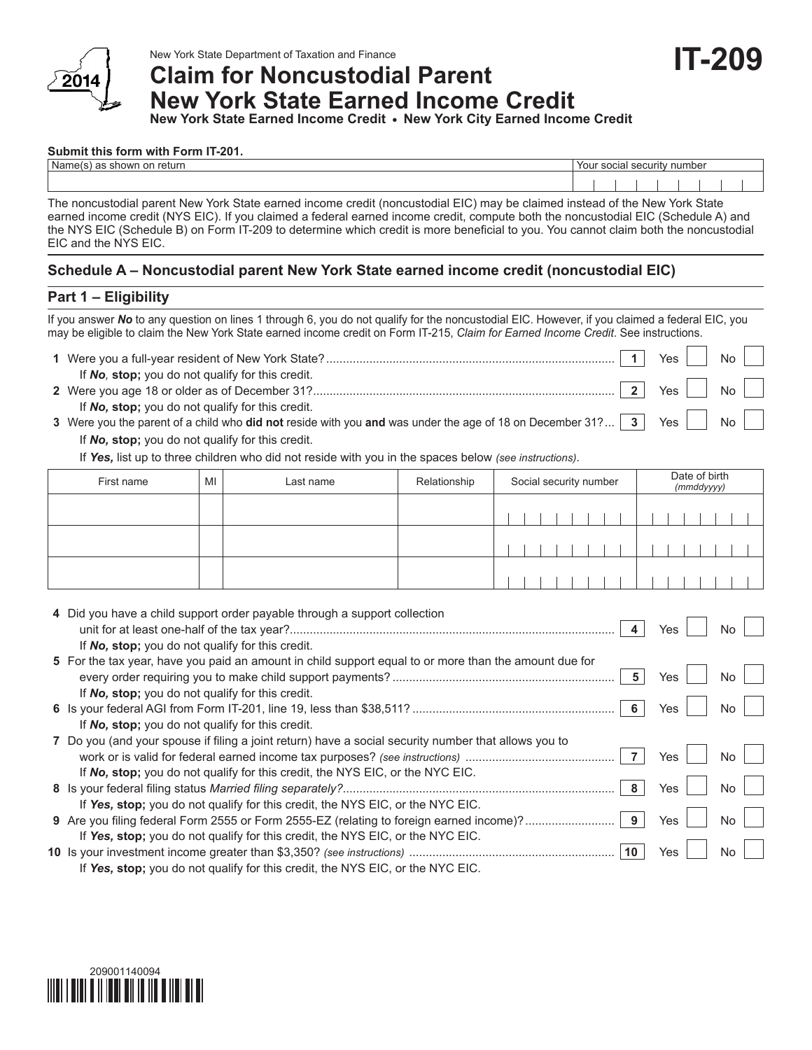New York State Department of Taxation and Finance

# Claim for Noncustodial Parent New York State Earned Income Credit

**IT-209**

2014

**New York State Earned Income Credit • New York City Earned Income Credit**

**Submit this form with Form IT-201.**

| Name(s) as shown on return | Your social security number |
|---|---|
| | |

The noncustodial parent New York State earned income credit (noncustodial EIC) may be claimed instead of the New York State earned income credit (NYS EIC). If you claimed a federal earned income credit, compute both the noncustodial EIC (Schedule A) and the NYS EIC (Schedule B) on Form IT-209 to determine which credit is more beneficial to you. You cannot claim both the noncustodial EIC and the NYS EIC.

## Schedule A – Noncustodial parent New York State earned income credit (noncustodial EIC)

### Part 1 – Eligibility

If you answer ***No*** to any question on lines 1 through 6, you do not qualify for the noncustodial EIC. However, if you claimed a federal EIC, you may be eligible to claim the New York State earned income credit on Form IT-215, *Claim for Earned Income Credit*. See instructions.

**1** Were you a full-year resident of New York State? ..... **1** Yes ☐ No ☐

If ***No***, **stop;** you do not qualify for this credit.

**2** Were you age 18 or older as of December 31? ..... **2** Yes ☐ No ☐

If ***No***, **stop;** you do not qualify for this credit.

**3** Were you the parent of a child who **did not** reside with you **and** was under the age of 18 on December 31? ... **3** Yes ☐ No ☐

If ***No***, **stop;** you do not qualify for this credit.

If ***Yes***, list up to three children who did not reside with you in the spaces below *(see instructions)*.

| First name | MI | Last name | Relationship | Social security number | Date of birth *(mmddyyyy)* |
|---|---|---|---|---|---|
| | | | | | |
| | | | | | |
| | | | | | |

**4** Did you have a child support order payable through a support collection unit for at least one-half of the tax year? ..... **4** Yes ☐ No ☐

If ***No***, **stop;** you do not qualify for this credit.

**5** For the tax year, have you paid an amount in child support equal to or more than the amount due for every order requiring you to make child support payments? ..... **5** Yes ☐ No ☐

If ***No***, **stop;** you do not qualify for this credit.

**6** Is your federal AGI from Form IT-201, line 19, less than $38,511? ..... **6** Yes ☐ No ☐

If ***No***, **stop;** you do not qualify for this credit.

**7** Do you (and your spouse if filing a joint return) have a social security number that allows you to work or is valid for federal earned income tax purposes? *(see instructions)* ..... **7** Yes ☐ No ☐

If ***No***, **stop;** you do not qualify for this credit, the NYS EIC, or the NYC EIC.

**8** Is your federal filing status *Married filing separately?* ..... **8** Yes ☐ No ☐

If ***Yes***, **stop;** you do not qualify for this credit, the NYS EIC, or the NYC EIC.

**9** Are you filing federal Form 2555 or Form 2555-EZ (relating to foreign earned income)? ..... **9** Yes ☐ No ☐

If ***Yes***, **stop;** you do not qualify for this credit, the NYS EIC, or the NYC EIC.

**10** Is your investment income greater than $3,350? *(see instructions)* ..... **10** Yes ☐ No ☐

If ***Yes***, **stop;** you do not qualify for this credit, the NYS EIC, or the NYC EIC.

209001140094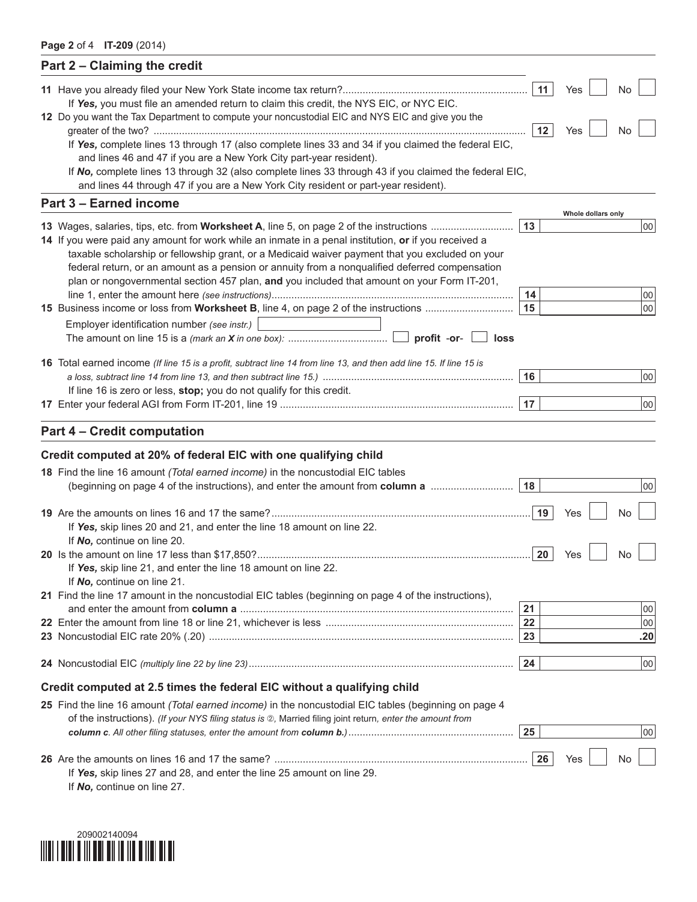## Part 2 – Claiming the credit

**11** Have you already filed your New York State income tax return? .......... **11** Yes ☐ No ☐

If ***Yes,*** you must file an amended return to claim this credit, the NYS EIC, or NYC EIC.

**12** Do you want the Tax Department to compute your noncustodial EIC and NYS EIC and give you the greater of the two? .......... **12** Yes ☐ No ☐

If ***Yes,*** complete lines 13 through 17 (also complete lines 33 and 34 if you claimed the federal EIC, and lines 46 and 47 if you are a New York City part-year resident).

If ***No,*** complete lines 13 through 32 (also complete lines 33 through 43 if you claimed the federal EIC, and lines 44 through 47 if you are a New York City resident or part-year resident).

## Part 3 – Earned income

*Whole dollars only*

**13** Wages, salaries, tips, etc. from **Worksheet A**, line 5, on page 2 of the instructions .......... **13** ______ 00

**14** If you were paid any amount for work while an inmate in a penal institution, **or** if you received a taxable scholarship or fellowship grant, or a Medicaid waiver payment that you excluded on your federal return, or an amount as a pension or annuity from a nonqualified deferred compensation plan or nongovernmental section 457 plan, **and** you included that amount on your Form IT-201, line 1, enter the amount here *(see instructions)* .......... **14** ______ 00

**15** Business income or loss from **Worksheet B**, line 4, on page 2 of the instructions .......... **15** ______ 00

Employer identification number *(see instr.)* ______

The amount on line 15 is a *(mark an **X** in one box):* .......... ☐ **profit** -or- ☐ **loss**

**16** Total earned income *(If line 15 is a profit, subtract line 14 from line 13, and then add line 15. If line 15 is a loss, subtract line 14 from line 13, and then subtract line 15.)* .......... **16** ______ 00

If line 16 is zero or less, **stop;** you do not qualify for this credit.

**17** Enter your federal AGI from Form IT-201, line 19 .......... **17** ______ 00

## Part 4 – Credit computation

### Credit computed at 20% of federal EIC with one qualifying child

**18** Find the line 16 amount *(Total earned income)* in the noncustodial EIC tables (beginning on page 4 of the instructions), and enter the amount from **column a** .......... **18** ______ 00

**19** Are the amounts on lines 16 and 17 the same? .......... **19** Yes ☐ No ☐

If ***Yes,*** skip lines 20 and 21, and enter the line 18 amount on line 22.
If ***No,*** continue on line 20.

**20** Is the amount on line 17 less than $17,850? .......... **20** Yes ☐ No ☐

If ***Yes,*** skip line 21, and enter the line 18 amount on line 22.
If ***No,*** continue on line 21.

**21** Find the line 17 amount in the noncustodial EIC tables (beginning on page 4 of the instructions), and enter the amount from **column a** .......... **21** ______ 00

**22** Enter the amount from line 18 or line 21, whichever is less .......... **22** ______ 00

**23** Noncustodial EIC rate 20% (.20) .......... **23** **.20**

**24** Noncustodial EIC *(multiply line 22 by line 23)* .......... **24** ______ 00

### Credit computed at 2.5 times the federal EIC without a qualifying child

**25** Find the line 16 amount *(Total earned income)* in the noncustodial EIC tables (beginning on page 4 of the instructions). *(If your NYS filing status is ②, Married filing joint return, enter the amount from **column c**. All other filing statuses, enter the amount from **column b**.)* .......... **25** ______ 00

**26** Are the amounts on lines 16 and 17 the same? .......... **26** Yes ☐ No ☐

If ***Yes,*** skip lines 27 and 28, and enter the line 25 amount on line 29.
If ***No,*** continue on line 27.

209002140094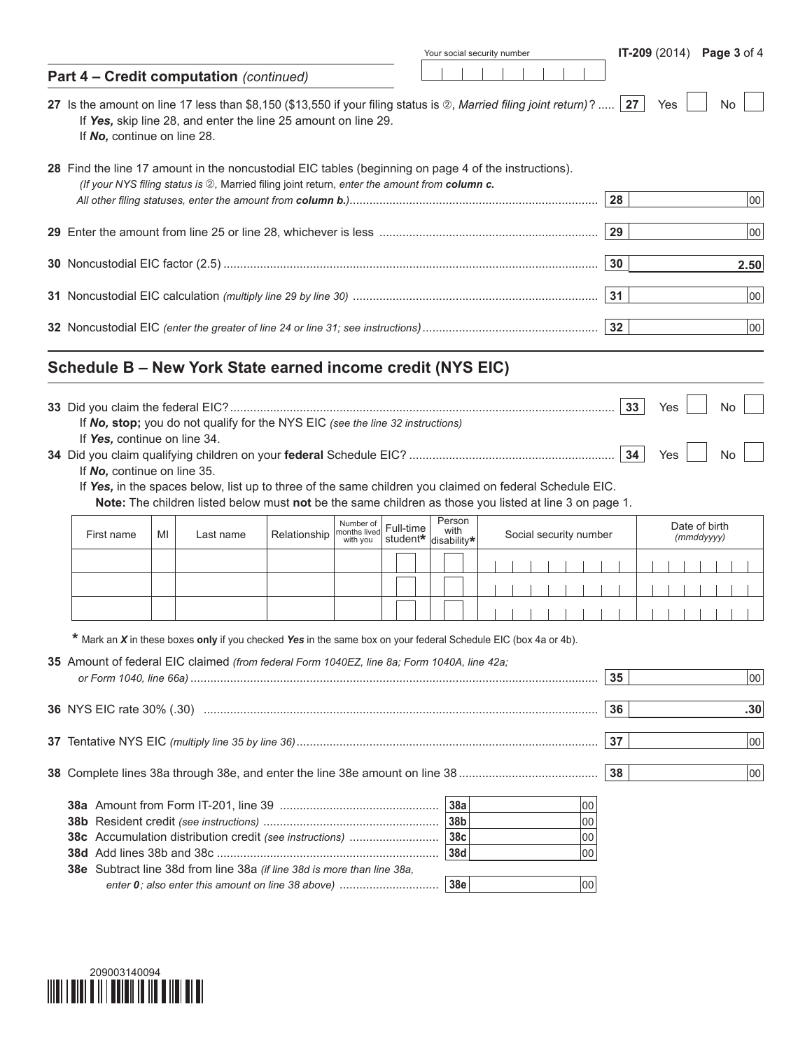Your social security number

IT-209 (2014)

## Part 4 – Credit computation *(continued)*

**27** Is the amount on line 17 less than $8,150 ($13,550 if your filing status is ②, *Married filing joint return)*? ..... **27** Yes ☐ No ☐

If ***Yes,*** skip line 28, and enter the line 25 amount on line 29.
If ***No,*** continue on line 28.

**28** Find the line 17 amount in the noncustodial EIC tables (beginning on page 4 of the instructions).
*(If your NYS filing status is ②,* Married filing joint return, *enter the amount from* ***column c.***
*All other filing statuses, enter the amount from* ***column b.)*** ..... **28** ____ 00

**29** Enter the amount from line 25 or line 28, whichever is less ..... **29** ____ 00

**30** Noncustodial EIC factor (2.5) ..... **30** **2.50**

**31** Noncustodial EIC calculation *(multiply line 29 by line 30)* ..... **31** ____ 00

**32** Noncustodial EIC *(enter the greater of line 24 or line 31; see instructions)* ..... **32** ____ 00

## Schedule B – New York State earned income credit (NYS EIC)

**33** Did you claim the federal EIC? ..... **33** Yes ☐ No ☐

If ***No,*** **stop;** you do not qualify for the NYS EIC *(see the line 32 instructions)*
If ***Yes,*** continue on line 34.

**34** Did you claim qualifying children on your **federal** Schedule EIC? ..... **34** Yes ☐ No ☐

If ***No,*** continue on line 35.
If ***Yes,*** in the spaces below, list up to three of the same children you claimed on federal Schedule EIC.
**Note:** The children listed below must **not** be the same children as those you listed at line 3 on page 1.

| First name | MI | Last name | Relationship | Number of months lived with you | Full-time student* | Person with disability* | Social security number | Date of birth *(mmddyyyy)* |
|---|---|---|---|---|---|---|---|---|
| | | | | | | | | |
| | | | | | | | | |
| | | | | | | | | |

\* Mark an ***X*** in these boxes **only** if you checked ***Yes*** in the same box on your federal Schedule EIC (box 4a or 4b).

**35** Amount of federal EIC claimed *(from federal Form 1040EZ, line 8a; Form 1040A, line 42a; or Form 1040, line 66a)* ..... **35** ____ 00

**36** NYS EIC rate 30% (.30) ..... **36** **.30**

**37** Tentative NYS EIC *(multiply line 35 by line 36)* ..... **37** ____ 00

**38** Complete lines 38a through 38e, and enter the line 38e amount on line 38 ..... **38** ____ 00

**38a** Amount from Form IT-201, line 39 ..... **38a** ____ 00
**38b** Resident credit *(see instructions)* ..... **38b** ____ 00
**38c** Accumulation distribution credit *(see instructions)* ..... **38c** ____ 00
**38d** Add lines 38b and 38c ..... **38d** ____ 00
**38e** Subtract line 38d from line 38a *(if line 38d is more than line 38a, enter **0**; also enter this amount on line 38 above)* ..... **38e** ____ 00

209003140094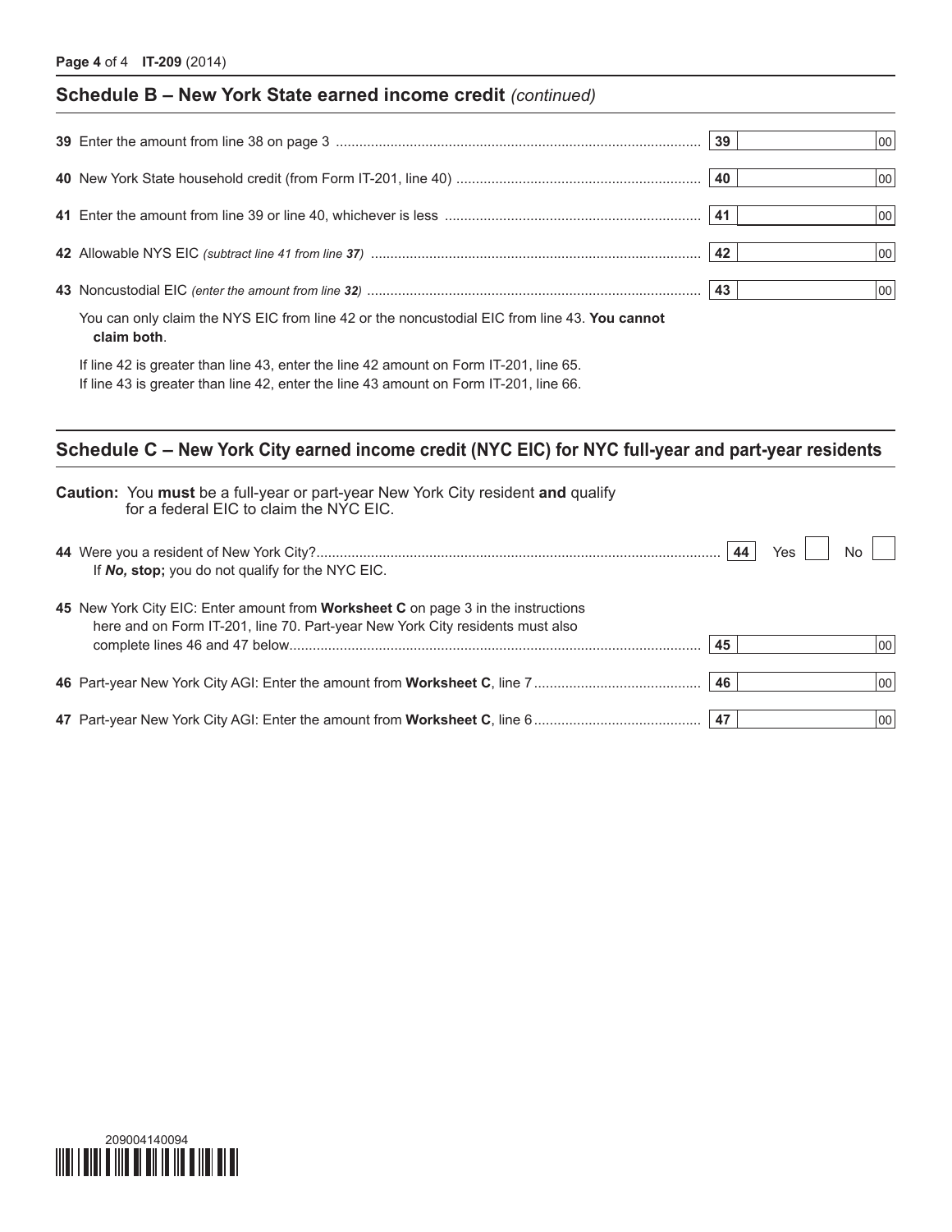## Schedule B – New York State earned income credit *(continued)*

**39** Enter the amount from line 38 on page 3 .................... **39** ______ 00

**40** New York State household credit (from Form IT-201, line 40) .................... **40** ______ 00

**41** Enter the amount from line 39 or line 40, whichever is less .................... **41** ______ 00

**42** Allowable NYS EIC *(subtract line 41 from line 37)* .................... **42** ______ 00

**43** Noncustodial EIC *(enter the amount from line 32)* .................... **43** ______ 00

You can only claim the NYS EIC from line 42 or the noncustodial EIC from line 43. **You cannot claim both**.

If line 42 is greater than line 43, enter the line 42 amount on Form IT-201, line 65.
If line 43 is greater than line 42, enter the line 43 amount on Form IT-201, line 66.

## Schedule C – New York City earned income credit (NYC EIC) for NYC full-year and part-year residents

**Caution:** You **must** be a full-year or part-year New York City resident **and** qualify for a federal EIC to claim the NYC EIC.

**44** Were you a resident of New York City? .................... **44** Yes ☐ No ☐
If ***No,*** **stop;** you do not qualify for the NYC EIC.

**45** New York City EIC: Enter amount from **Worksheet C** on page 3 in the instructions here and on Form IT-201, line 70. Part-year New York City residents must also complete lines 46 and 47 below.................... **45** ______ 00

**46** Part-year New York City AGI: Enter the amount from **Worksheet C**, line 7 .................... **46** ______ 00

**47** Part-year New York City AGI: Enter the amount from **Worksheet C**, line 6 .................... **47** ______ 00

209004140094